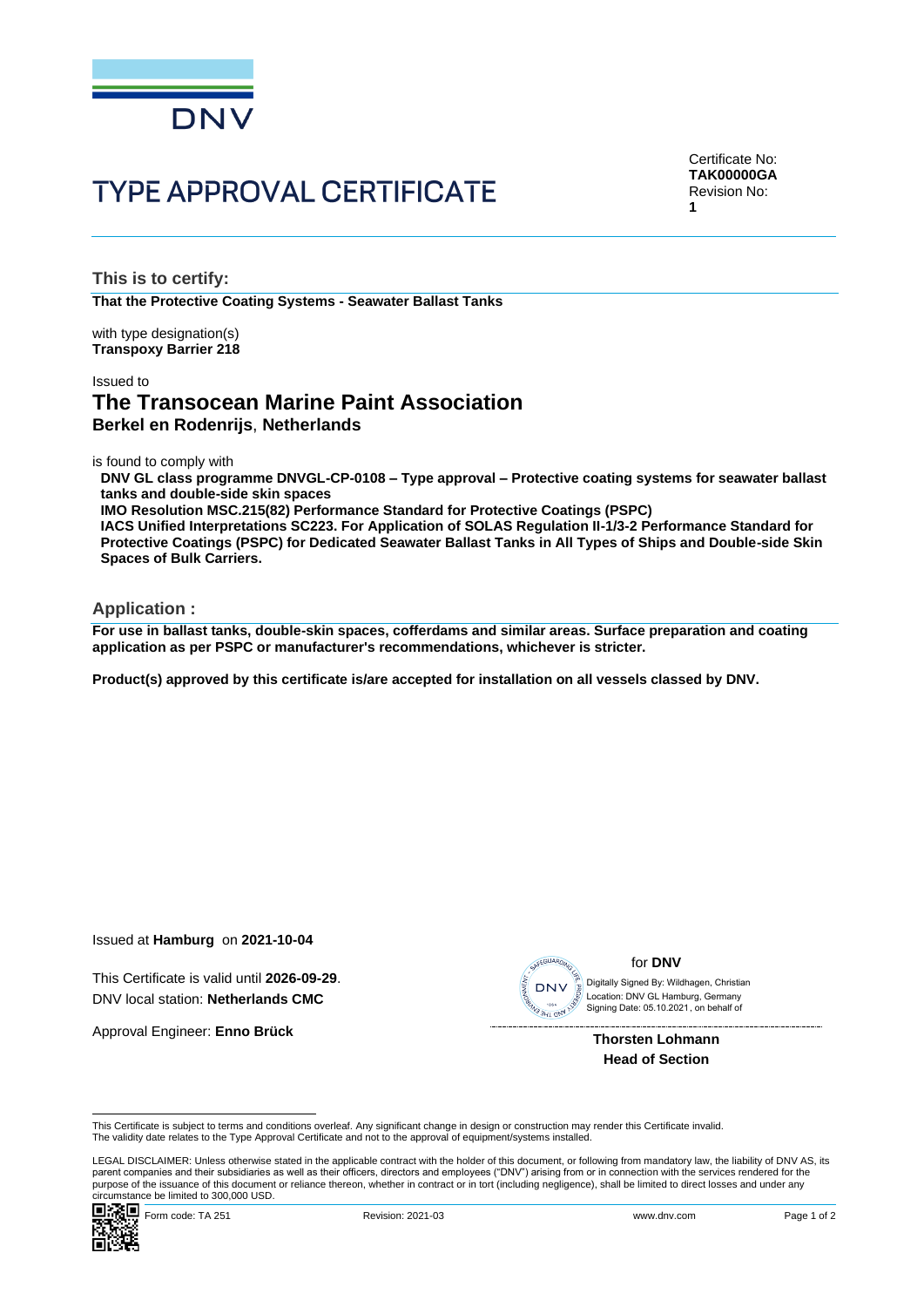DNV

# TYPE APPROVAL CERTIFICATE

Certificate No:
**TAK00000GA**
Revision No:
**1**

## This is to certify:

**That the Protective Coating Systems - Seawater Ballast Tanks**

with type designation(s)
**Transpoxy Barrier 218**

Issued to

## The Transocean Marine Paint Association
**Berkel en Rodenrijs**, **Netherlands**

is found to comply with

**DNV GL class programme DNVGL-CP-0108 – Type approval – Protective coating systems for seawater ballast tanks and double-side skin spaces**
**IMO Resolution MSC.215(82) Performance Standard for Protective Coatings (PSPC)**
**IACS Unified Interpretations SC223. For Application of SOLAS Regulation II-1/3-2 Performance Standard for Protective Coatings (PSPC) for Dedicated Seawater Ballast Tanks in All Types of Ships and Double-side Skin Spaces of Bulk Carriers.**

## Application :

**For use in ballast tanks, double-skin spaces, cofferdams and similar areas. Surface preparation and coating application as per PSPC or manufacturer's recommendations, whichever is stricter.**

**Product(s) approved by this certificate is/are accepted for installation on all vessels classed by DNV.**

Issued at **Hamburg** on **2021-10-04**

This Certificate is valid until **2026-09-29**.
DNV local station: **Netherlands CMC**

Approval Engineer: **Enno Brück**

for **DNV**

Digitally Signed By: Wildhagen, Christian
Location: DNV GL Hamburg, Germany
Signing Date: 05.10.2021 , on behalf of

**Thorsten Lohmann**
**Head of Section**

This Certificate is subject to terms and conditions overleaf. Any significant change in design or construction may render this Certificate invalid.
The validity date relates to the Type Approval Certificate and not to the approval of equipment/systems installed.

LEGAL DISCLAIMER: Unless otherwise stated in the applicable contract with the holder of this document, or following from mandatory law, the liability of DNV AS, its parent companies and their subsidiaries as well as their officers, directors and employees ("DNV") arising from or in connection with the services rendered for the purpose of the issuance of this document or reliance thereon, whether in contract or in tort (including negligence), shall be limited to direct losses and under any circumstance be limited to 300,000 USD.

Form code: TA 251 Revision: 2021-03 www.dnv.com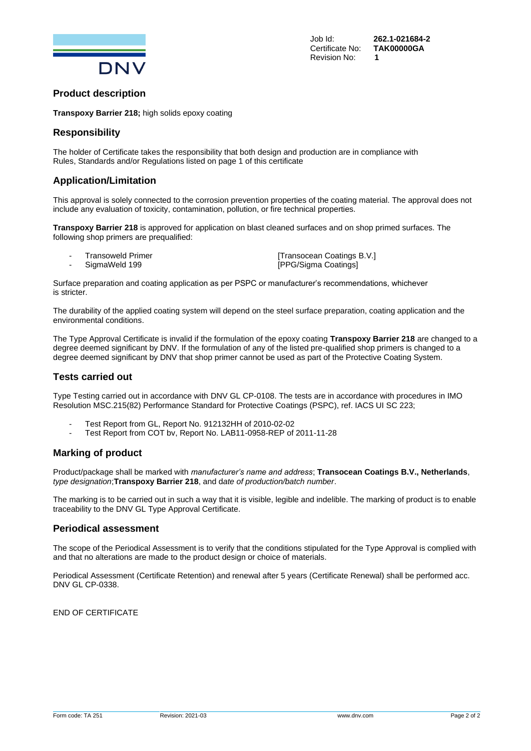Job Id: **262.1-021684-2**
Certificate No: **TAK00000GA**
Revision No: **1**

## Product description

**Transpoxy Barrier 218;** high solids epoxy coating

## Responsibility

The holder of Certificate takes the responsibility that both design and production are in compliance with Rules, Standards and/or Regulations listed on page 1 of this certificate

## Application/Limitation

This approval is solely connected to the corrosion prevention properties of the coating material. The approval does not include any evaluation of toxicity, contamination, pollution, or fire technical properties.

**Transpoxy Barrier 218** is approved for application on blast cleaned surfaces and on shop primed surfaces. The following shop primers are prequalified:

- Transoweld Primer [Transocean Coatings B.V.]
- SigmaWeld 199 [PPG/Sigma Coatings]

Surface preparation and coating application as per PSPC or manufacturer's recommendations, whichever is stricter.

The durability of the applied coating system will depend on the steel surface preparation, coating application and the environmental conditions.

The Type Approval Certificate is invalid if the formulation of the epoxy coating **Transpoxy Barrier 218** are changed to a degree deemed significant by DNV. If the formulation of any of the listed pre-qualified shop primers is changed to a degree deemed significant by DNV that shop primer cannot be used as part of the Protective Coating System.

## Tests carried out

Type Testing carried out in accordance with DNV GL CP-0108. The tests are in accordance with procedures in IMO Resolution MSC.215(82) Performance Standard for Protective Coatings (PSPC), ref. IACS UI SC 223;

- Test Report from GL, Report No. 912132HH of 2010-02-02
- Test Report from COT bv, Report No. LAB11-0958-REP of 2011-11-28

## Marking of product

Product/package shall be marked with *manufacturer's name and address*; **Transocean Coatings B.V., Netherlands**, *type designation*;**Transpoxy Barrier 218**, and d*ate of production/batch number*.

The marking is to be carried out in such a way that it is visible, legible and indelible. The marking of product is to enable traceability to the DNV GL Type Approval Certificate.

## Periodical assessment

The scope of the Periodical Assessment is to verify that the conditions stipulated for the Type Approval is complied with and that no alterations are made to the product design or choice of materials.

Periodical Assessment (Certificate Retention) and renewal after 5 years (Certificate Renewal) shall be performed acc. DNV GL CP-0338.

END OF CERTIFICATE